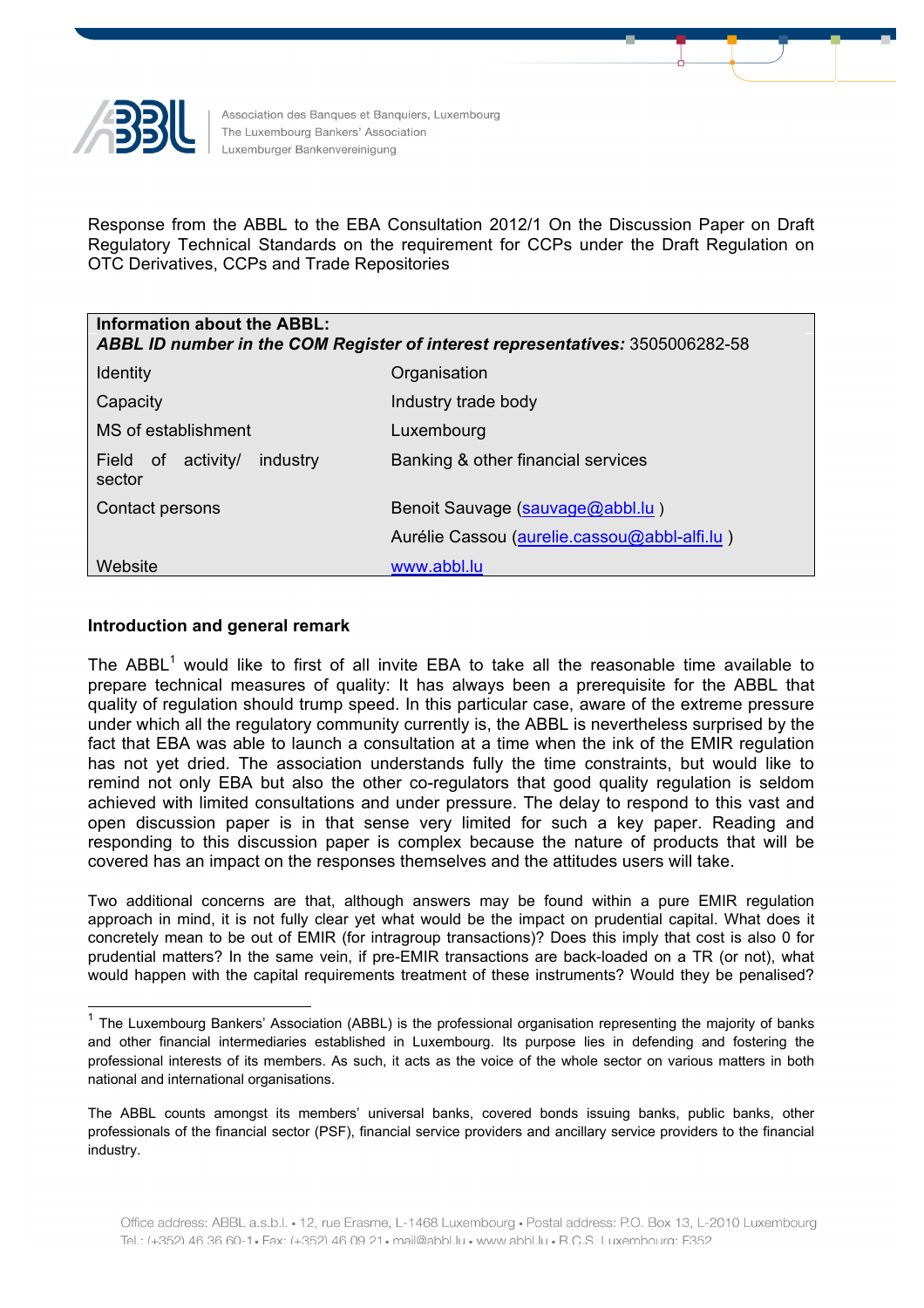Association des Banques et Banquiers, Luxembourg
The Luxembourg Bankers' Association
Luxemburger Bankenvereinigung

Response from the ABBL to the EBA Consultation 2012/1 On the Discussion Paper on Draft Regulatory Technical Standards on the requirement for CCPs under the Draft Regulation on OTC Derivatives, CCPs and Trade Repositories

| **Information about the ABBL:** *ABBL ID number in the COM Register of interest representatives:* 3505006282-58 | |
|---|---|
| Identity | Organisation |
| Capacity | Industry trade body |
| MS of establishment | Luxembourg |
| Field of activity/ industry sector | Banking & other financial services |
| Contact persons | Benoit Sauvage (sauvage@abbl.lu ) |
| | Aurélie Cassou (aurelie.cassou@abbl-alfi.lu ) |
| Website | www.abbl.lu |

**Introduction and general remark**

The ABBL[1] would like to first of all invite EBA to take all the reasonable time available to prepare technical measures of quality: It has always been a prerequisite for the ABBL that quality of regulation should trump speed. In this particular case, aware of the extreme pressure under which all the regulatory community currently is, the ABBL is nevertheless surprised by the fact that EBA was able to launch a consultation at a time when the ink of the EMIR regulation has not yet dried. The association understands fully the time constraints, but would like to remind not only EBA but also the other co-regulators that good quality regulation is seldom achieved with limited consultations and under pressure. The delay to respond to this vast and open discussion paper is in that sense very limited for such a key paper. Reading and responding to this discussion paper is complex because the nature of products that will be covered has an impact on the responses themselves and the attitudes users will take.

Two additional concerns are that, although answers may be found within a pure EMIR regulation approach in mind, it is not fully clear yet what would be the impact on prudential capital. What does it concretely mean to be out of EMIR (for intragroup transactions)? Does this imply that cost is also 0 for prudential matters? In the same vein, if pre-EMIR transactions are back-loaded on a TR (or not), what would happen with the capital requirements treatment of these instruments? Would they be penalised?

[1] The Luxembourg Bankers' Association (ABBL) is the professional organisation representing the majority of banks and other financial intermediaries established in Luxembourg. Its purpose lies in defending and fostering the professional interests of its members. As such, it acts as the voice of the whole sector on various matters in both national and international organisations.

The ABBL counts amongst its members' universal banks, covered bonds issuing banks, public banks, other professionals of the financial sector (PSF), financial service providers and ancillary service providers to the financial industry.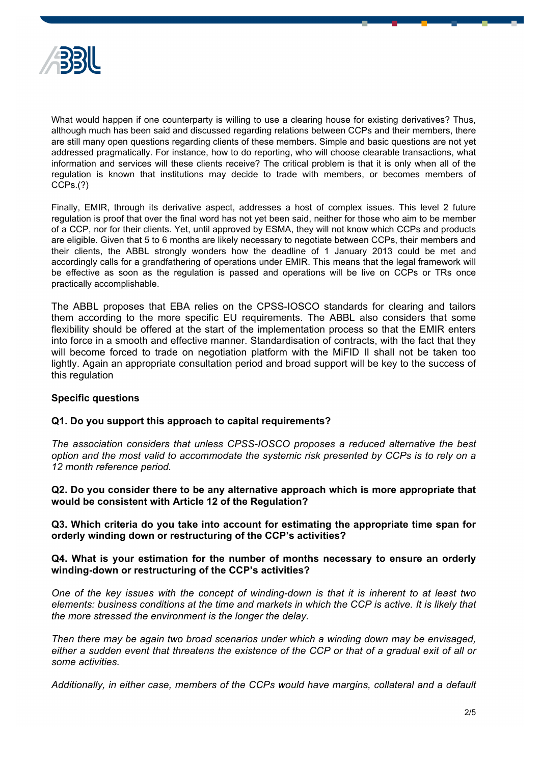What would happen if one counterparty is willing to use a clearing house for existing derivatives? Thus, although much has been said and discussed regarding relations between CCPs and their members, there are still many open questions regarding clients of these members. Simple and basic questions are not yet addressed pragmatically. For instance, how to do reporting, who will choose clearable transactions, what information and services will these clients receive? The critical problem is that it is only when all of the regulation is known that institutions may decide to trade with members, or becomes members of CCPs.(?)

Finally, EMIR, through its derivative aspect, addresses a host of complex issues. This level 2 future regulation is proof that over the final word has not yet been said, neither for those who aim to be member of a CCP, nor for their clients. Yet, until approved by ESMA, they will not know which CCPs and products are eligible. Given that 5 to 6 months are likely necessary to negotiate between CCPs, their members and their clients, the ABBL strongly wonders how the deadline of 1 January 2013 could be met and accordingly calls for a grandfathering of operations under EMIR. This means that the legal framework will be effective as soon as the regulation is passed and operations will be live on CCPs or TRs once practically accomplishable.

The ABBL proposes that EBA relies on the CPSS-IOSCO standards for clearing and tailors them according to the more specific EU requirements. The ABBL also considers that some flexibility should be offered at the start of the implementation process so that the EMIR enters into force in a smooth and effective manner. Standardisation of contracts, with the fact that they will become forced to trade on negotiation platform with the MiFID II shall not be taken too lightly. Again an appropriate consultation period and broad support will be key to the success of this regulation

**Specific questions**

**Q1. Do you support this approach to capital requirements?**

*The association considers that unless CPSS-IOSCO proposes a reduced alternative the best option and the most valid to accommodate the systemic risk presented by CCPs is to rely on a 12 month reference period.*

**Q2. Do you consider there to be any alternative approach which is more appropriate that would be consistent with Article 12 of the Regulation?**

**Q3. Which criteria do you take into account for estimating the appropriate time span for orderly winding down or restructuring of the CCP's activities?**

**Q4. What is your estimation for the number of months necessary to ensure an orderly winding-down or restructuring of the CCP's activities?**

*One of the key issues with the concept of winding-down is that it is inherent to at least two elements: business conditions at the time and markets in which the CCP is active. It is likely that the more stressed the environment is the longer the delay.*

*Then there may be again two broad scenarios under which a winding down may be envisaged, either a sudden event that threatens the existence of the CCP or that of a gradual exit of all or some activities.*

*Additionally, in either case, members of the CCPs would have margins, collateral and a default*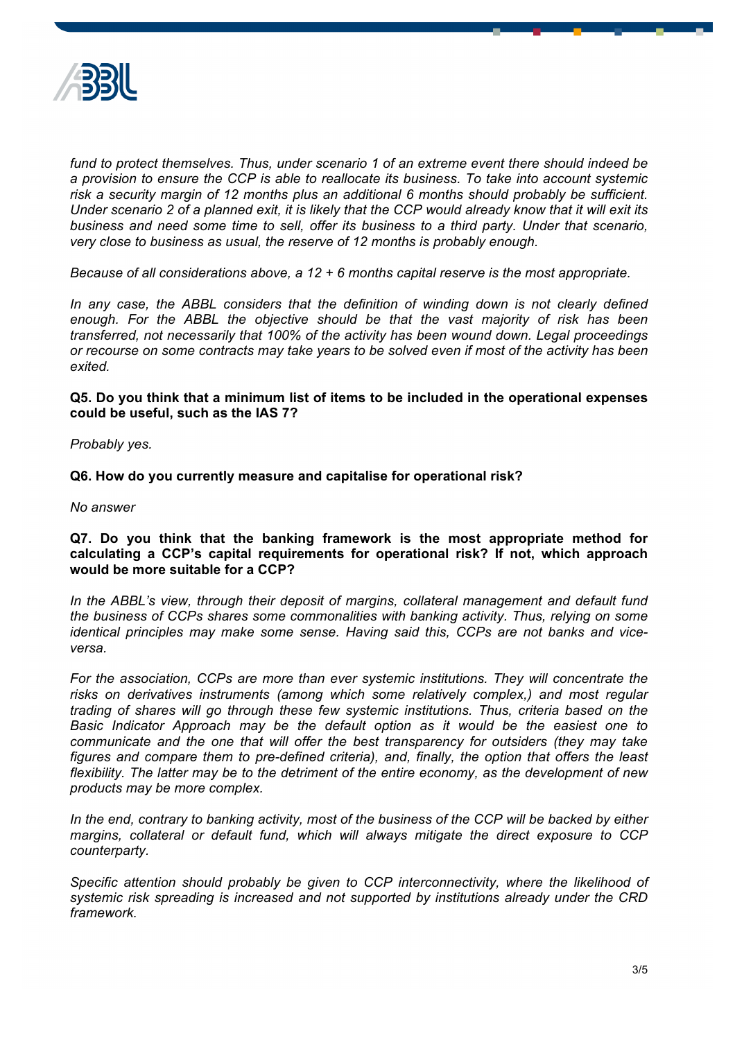*fund to protect themselves. Thus, under scenario 1 of an extreme event there should indeed be a provision to ensure the CCP is able to reallocate its business. To take into account systemic risk a security margin of 12 months plus an additional 6 months should probably be sufficient. Under scenario 2 of a planned exit, it is likely that the CCP would already know that it will exit its business and need some time to sell, offer its business to a third party. Under that scenario, very close to business as usual, the reserve of 12 months is probably enough.*

*Because of all considerations above, a 12 + 6 months capital reserve is the most appropriate.*

*In any case, the ABBL considers that the definition of winding down is not clearly defined enough. For the ABBL the objective should be that the vast majority of risk has been transferred, not necessarily that 100% of the activity has been wound down. Legal proceedings or recourse on some contracts may take years to be solved even if most of the activity has been exited.*

**Q5. Do you think that a minimum list of items to be included in the operational expenses could be useful, such as the IAS 7?**

*Probably yes.*

**Q6. How do you currently measure and capitalise for operational risk?**

*No answer*

**Q7. Do you think that the banking framework is the most appropriate method for calculating a CCP's capital requirements for operational risk? If not, which approach would be more suitable for a CCP?**

*In the ABBL's view, through their deposit of margins, collateral management and default fund the business of CCPs shares some commonalities with banking activity. Thus, relying on some identical principles may make some sense. Having said this, CCPs are not banks and vice-versa.*

*For the association, CCPs are more than ever systemic institutions. They will concentrate the risks on derivatives instruments (among which some relatively complex,) and most regular trading of shares will go through these few systemic institutions. Thus, criteria based on the Basic Indicator Approach may be the default option as it would be the easiest one to communicate and the one that will offer the best transparency for outsiders (they may take figures and compare them to pre-defined criteria), and, finally, the option that offers the least flexibility. The latter may be to the detriment of the entire economy, as the development of new products may be more complex.*

*In the end, contrary to banking activity, most of the business of the CCP will be backed by either margins, collateral or default fund, which will always mitigate the direct exposure to CCP counterparty.*

*Specific attention should probably be given to CCP interconnectivity, where the likelihood of systemic risk spreading is increased and not supported by institutions already under the CRD framework.*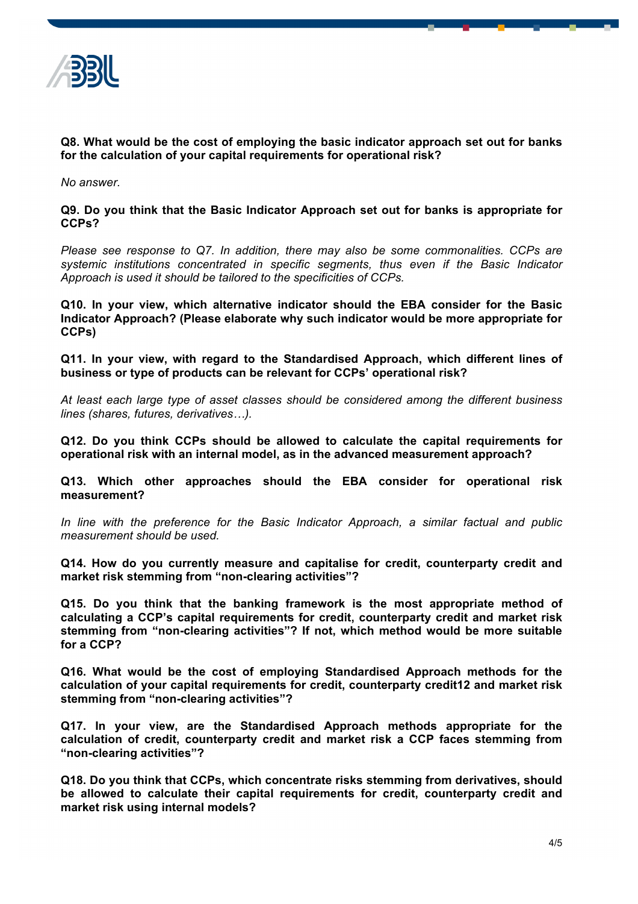**Q8. What would be the cost of employing the basic indicator approach set out for banks for the calculation of your capital requirements for operational risk?**

*No answer.*

**Q9. Do you think that the Basic Indicator Approach set out for banks is appropriate for CCPs?**

*Please see response to Q7. In addition, there may also be some commonalities. CCPs are systemic institutions concentrated in specific segments, thus even if the Basic Indicator Approach is used it should be tailored to the specificities of CCPs.*

**Q10. In your view, which alternative indicator should the EBA consider for the Basic Indicator Approach? (Please elaborate why such indicator would be more appropriate for CCPs)**

**Q11. In your view, with regard to the Standardised Approach, which different lines of business or type of products can be relevant for CCPs' operational risk?**

*At least each large type of asset classes should be considered among the different business lines (shares, futures, derivatives…).*

**Q12. Do you think CCPs should be allowed to calculate the capital requirements for operational risk with an internal model, as in the advanced measurement approach?**

**Q13. Which other approaches should the EBA consider for operational risk measurement?**

*In line with the preference for the Basic Indicator Approach, a similar factual and public measurement should be used.*

**Q14. How do you currently measure and capitalise for credit, counterparty credit and market risk stemming from "non-clearing activities"?**

**Q15. Do you think that the banking framework is the most appropriate method of calculating a CCP's capital requirements for credit, counterparty credit and market risk stemming from "non-clearing activities"? If not, which method would be more suitable for a CCP?**

**Q16. What would be the cost of employing Standardised Approach methods for the calculation of your capital requirements for credit, counterparty credit12 and market risk stemming from "non-clearing activities"?**

**Q17. In your view, are the Standardised Approach methods appropriate for the calculation of credit, counterparty credit and market risk a CCP faces stemming from "non-clearing activities"?**

**Q18. Do you think that CCPs, which concentrate risks stemming from derivatives, should be allowed to calculate their capital requirements for credit, counterparty credit and market risk using internal models?**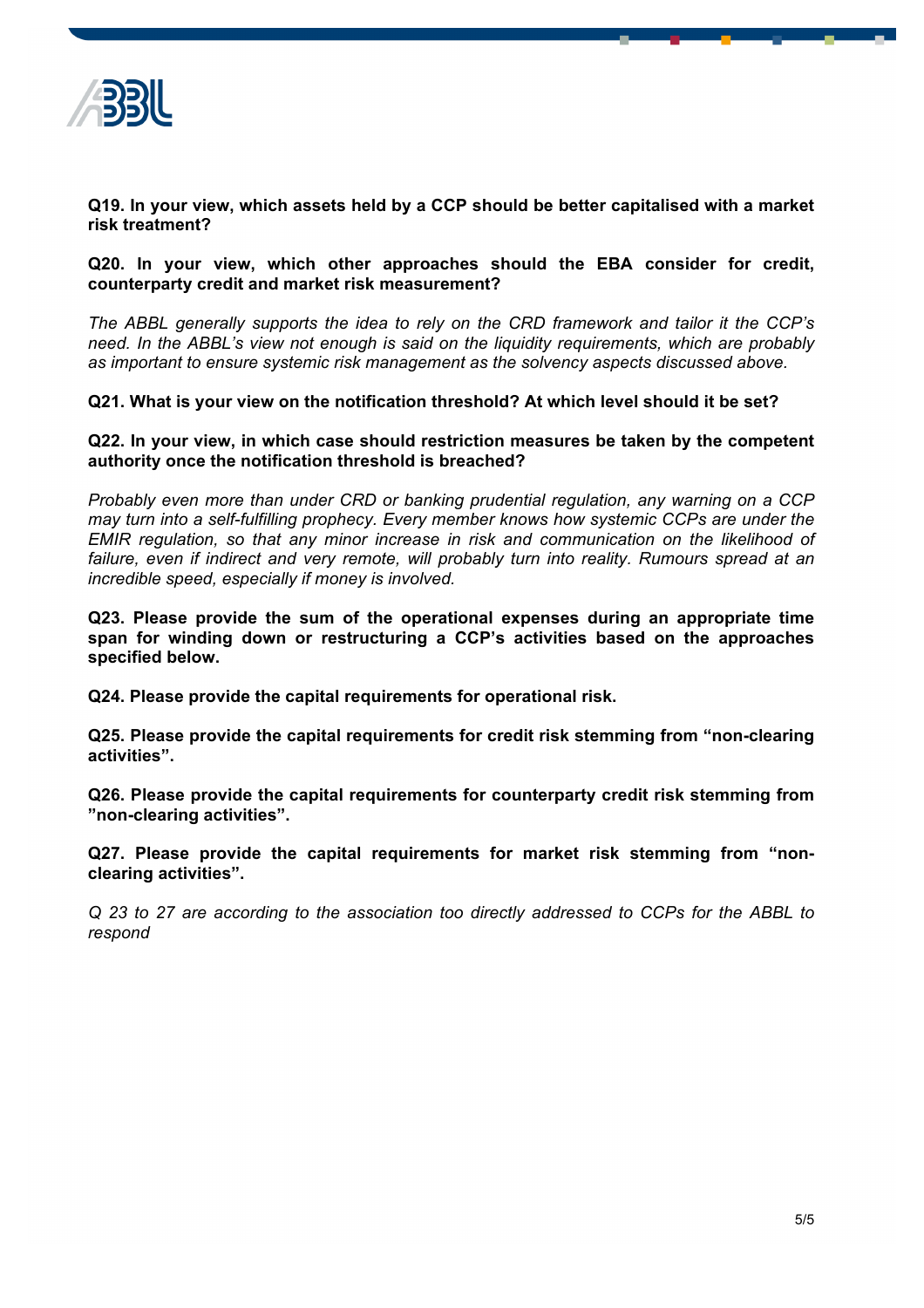**Q19. In your view, which assets held by a CCP should be better capitalised with a market risk treatment?**

**Q20. In your view, which other approaches should the EBA consider for credit, counterparty credit and market risk measurement?**

*The ABBL generally supports the idea to rely on the CRD framework and tailor it the CCP's need. In the ABBL's view not enough is said on the liquidity requirements, which are probably as important to ensure systemic risk management as the solvency aspects discussed above.*

**Q21. What is your view on the notification threshold? At which level should it be set?**

**Q22. In your view, in which case should restriction measures be taken by the competent authority once the notification threshold is breached?**

*Probably even more than under CRD or banking prudential regulation, any warning on a CCP may turn into a self-fulfilling prophecy. Every member knows how systemic CCPs are under the EMIR regulation, so that any minor increase in risk and communication on the likelihood of failure, even if indirect and very remote, will probably turn into reality. Rumours spread at an incredible speed, especially if money is involved.*

**Q23. Please provide the sum of the operational expenses during an appropriate time span for winding down or restructuring a CCP's activities based on the approaches specified below.**

**Q24. Please provide the capital requirements for operational risk.**

**Q25. Please provide the capital requirements for credit risk stemming from "non-clearing activities".**

**Q26. Please provide the capital requirements for counterparty credit risk stemming from "non-clearing activities".**

**Q27. Please provide the capital requirements for market risk stemming from "non-clearing activities".**

*Q 23 to 27 are according to the association too directly addressed to CCPs for the ABBL to respond*